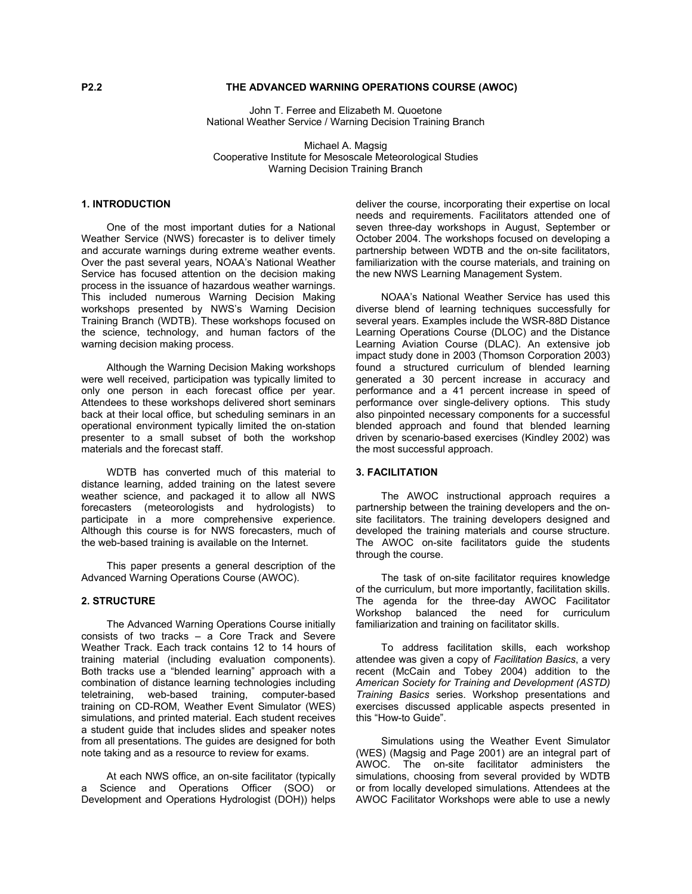P2.2

# THE ADVANCED WARNING OPERATIONS COURSE (AWOC)

John T. Ferree and Elizabeth M. Quoetone
National Weather Service / Warning Decision Training Branch

Michael A. Magsig
Cooperative Institute for Mesoscale Meteorological Studies
Warning Decision Training Branch

## 1. INTRODUCTION

One of the most important duties for a National Weather Service (NWS) forecaster is to deliver timely and accurate warnings during extreme weather events. Over the past several years, NOAA's National Weather Service has focused attention on the decision making process in the issuance of hazardous weather warnings. This included numerous Warning Decision Making workshops presented by NWS's Warning Decision Training Branch (WDTB). These workshops focused on the science, technology, and human factors of the warning decision making process.

Although the Warning Decision Making workshops were well received, participation was typically limited to only one person in each forecast office per year. Attendees to these workshops delivered short seminars back at their local office, but scheduling seminars in an operational environment typically limited the on-station presenter to a small subset of both the workshop materials and the forecast staff.

WDTB has converted much of this material to distance learning, added training on the latest severe weather science, and packaged it to allow all NWS forecasters (meteorologists and hydrologists) to participate in a more comprehensive experience. Although this course is for NWS forecasters, much of the web-based training is available on the Internet.

This paper presents a general description of the Advanced Warning Operations Course (AWOC).

## 2. STRUCTURE

The Advanced Warning Operations Course initially consists of two tracks – a Core Track and Severe Weather Track. Each track contains 12 to 14 hours of training material (including evaluation components). Both tracks use a "blended learning" approach with a combination of distance learning technologies including teletraining, web-based training, computer-based training on CD-ROM, Weather Event Simulator (WES) simulations, and printed material. Each student receives a student guide that includes slides and speaker notes from all presentations. The guides are designed for both note taking and as a resource to review for exams.

At each NWS office, an on-site facilitator (typically a Science and Operations Officer (SOO) or Development and Operations Hydrologist (DOH)) helps deliver the course, incorporating their expertise on local needs and requirements. Facilitators attended one of seven three-day workshops in August, September or October 2004. The workshops focused on developing a partnership between WDTB and the on-site facilitators, familiarization with the course materials, and training on the new NWS Learning Management System.

NOAA's National Weather Service has used this diverse blend of learning techniques successfully for several years. Examples include the WSR-88D Distance Learning Operations Course (DLOC) and the Distance Learning Aviation Course (DLAC). An extensive job impact study done in 2003 (Thomson Corporation 2003) found a structured curriculum of blended learning generated a 30 percent increase in accuracy and performance and a 41 percent increase in speed of performance over single-delivery options. This study also pinpointed necessary components for a successful blended approach and found that blended learning driven by scenario-based exercises (Kindley 2002) was the most successful approach.

## 3. FACILITATION

The AWOC instructional approach requires a partnership between the training developers and the on-site facilitators. The training developers designed and developed the training materials and course structure. The AWOC on-site facilitators guide the students through the course.

The task of on-site facilitator requires knowledge of the curriculum, but more importantly, facilitation skills. The agenda for the three-day AWOC Facilitator Workshop balanced the need for curriculum familiarization and training on facilitator skills.

To address facilitation skills, each workshop attendee was given a copy of *Facilitation Basics*, a very recent (McCain and Tobey 2004) addition to the *American Society for Training and Development (ASTD) Training Basics* series. Workshop presentations and exercises discussed applicable aspects presented in this "How-to Guide".

Simulations using the Weather Event Simulator (WES) (Magsig and Page 2001) are an integral part of AWOC. The on-site facilitator administers the simulations, choosing from several provided by WDTB or from locally developed simulations. Attendees at the AWOC Facilitator Workshops were able to use a newly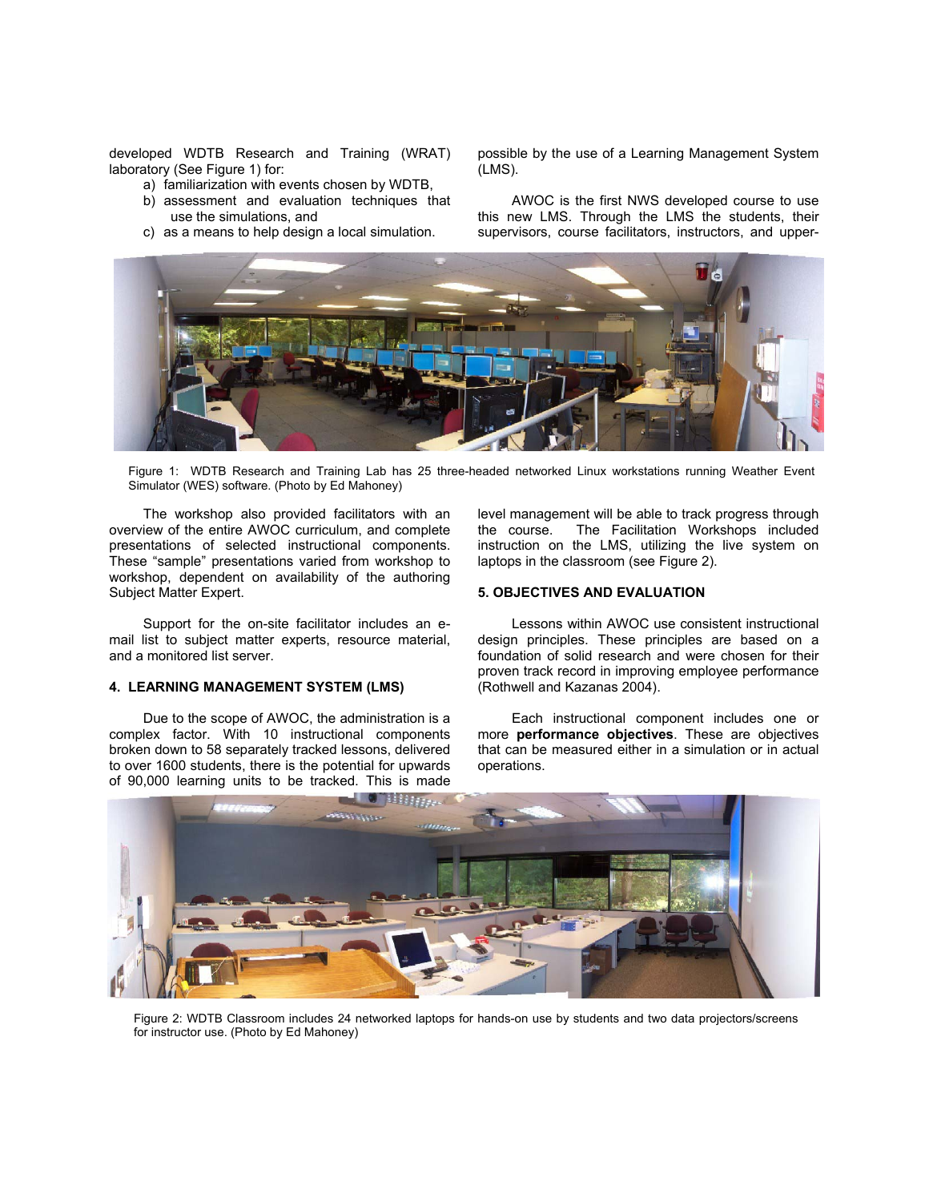developed WDTB Research and Training (WRAT) laboratory (See Figure 1) for:

a) familiarization with events chosen by WDTB,
b) assessment and evaluation techniques that use the simulations, and
c) as a means to help design a local simulation.

Figure 1: WDTB Research and Training Lab has 25 three-headed networked Linux workstations running Weather Event Simulator (WES) software. (Photo by Ed Mahoney)

The workshop also provided facilitators with an overview of the entire AWOC curriculum, and complete presentations of selected instructional components. These "sample" presentations varied from workshop to workshop, dependent on availability of the authoring Subject Matter Expert.

Support for the on-site facilitator includes an e-mail list to subject matter experts, resource material, and a monitored list server.

## 4. LEARNING MANAGEMENT SYSTEM (LMS)

Due to the scope of AWOC, the administration is a complex factor. With 10 instructional components broken down to 58 separately tracked lessons, delivered to over 1600 students, there is the potential for upwards of 90,000 learning units to be tracked. This is made possible by the use of a Learning Management System (LMS).

AWOC is the first NWS developed course to use this new LMS. Through the LMS the students, their supervisors, course facilitators, instructors, and upper-level management will be able to track progress through the course. The Facilitation Workshops included instruction on the LMS, utilizing the live system on laptops in the classroom (see Figure 2).

## 5. OBJECTIVES AND EVALUATION

Lessons within AWOC use consistent instructional design principles. These principles are based on a foundation of solid research and were chosen for their proven track record in improving employee performance (Rothwell and Kazanas 2004).

Each instructional component includes one or more **performance objectives**. These are objectives that can be measured either in a simulation or in actual operations.

Figure 2: WDTB Classroom includes 24 networked laptops for hands-on use by students and two data projectors/screens for instructor use. (Photo by Ed Mahoney)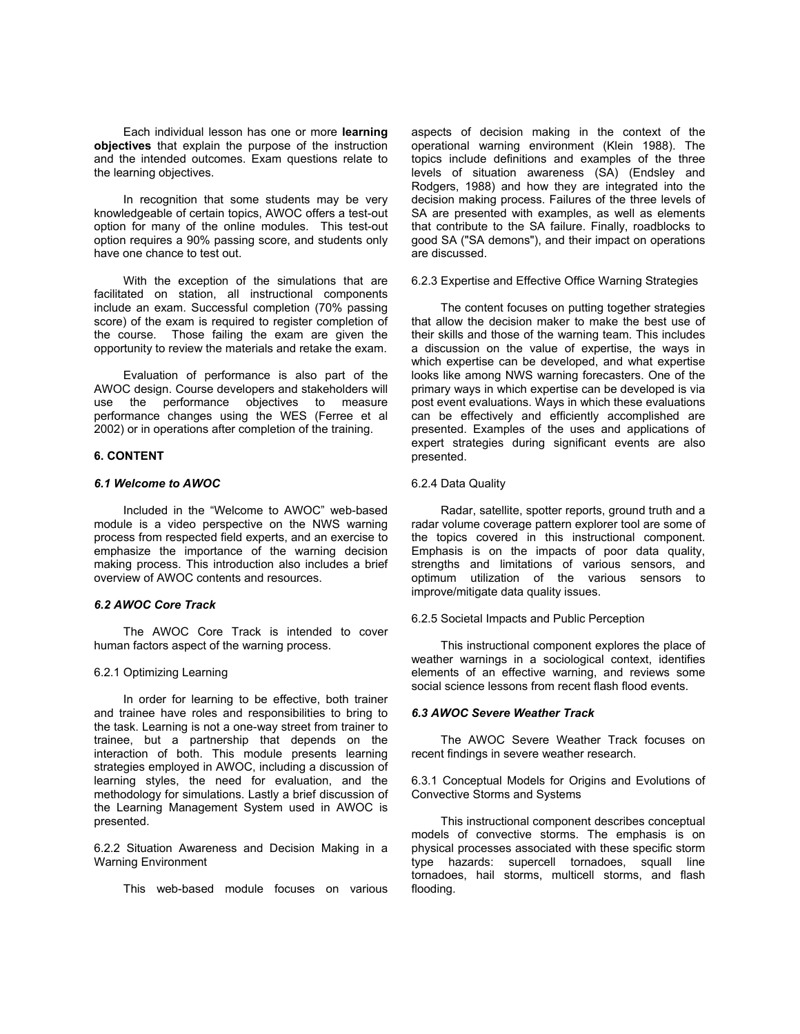Each individual lesson has one or more **learning objectives** that explain the purpose of the instruction and the intended outcomes. Exam questions relate to the learning objectives.

In recognition that some students may be very knowledgeable of certain topics, AWOC offers a test-out option for many of the online modules. This test-out option requires a 90% passing score, and students only have one chance to test out.

With the exception of the simulations that are facilitated on station, all instructional components include an exam. Successful completion (70% passing score) of the exam is required to register completion of the course. Those failing the exam are given the opportunity to review the materials and retake the exam.

Evaluation of performance is also part of the AWOC design. Course developers and stakeholders will use the performance objectives to measure performance changes using the WES (Ferree et al 2002) or in operations after completion of the training.

## 6. CONTENT

### *6.1 Welcome to AWOC*

Included in the "Welcome to AWOC" web-based module is a video perspective on the NWS warning process from respected field experts, and an exercise to emphasize the importance of the warning decision making process. This introduction also includes a brief overview of AWOC contents and resources.

### *6.2 AWOC Core Track*

The AWOC Core Track is intended to cover human factors aspect of the warning process.

#### 6.2.1 Optimizing Learning

In order for learning to be effective, both trainer and trainee have roles and responsibilities to bring to the task. Learning is not a one-way street from trainer to trainee, but a partnership that depends on the interaction of both. This module presents learning strategies employed in AWOC, including a discussion of learning styles, the need for evaluation, and the methodology for simulations. Lastly a brief discussion of the Learning Management System used in AWOC is presented.

#### 6.2.2 Situation Awareness and Decision Making in a Warning Environment

This web-based module focuses on various aspects of decision making in the context of the operational warning environment (Klein 1988). The topics include definitions and examples of the three levels of situation awareness (SA) (Endsley and Rodgers, 1988) and how they are integrated into the decision making process. Failures of the three levels of SA are presented with examples, as well as elements that contribute to the SA failure. Finally, roadblocks to good SA ("SA demons"), and their impact on operations are discussed.

#### 6.2.3 Expertise and Effective Office Warning Strategies

The content focuses on putting together strategies that allow the decision maker to make the best use of their skills and those of the warning team. This includes a discussion on the value of expertise, the ways in which expertise can be developed, and what expertise looks like among NWS warning forecasters. One of the primary ways in which expertise can be developed is via post event evaluations. Ways in which these evaluations can be effectively and efficiently accomplished are presented. Examples of the uses and applications of expert strategies during significant events are also presented.

#### 6.2.4 Data Quality

Radar, satellite, spotter reports, ground truth and a radar volume coverage pattern explorer tool are some of the topics covered in this instructional component. Emphasis is on the impacts of poor data quality, strengths and limitations of various sensors, and optimum utilization of the various sensors to improve/mitigate data quality issues.

#### 6.2.5 Societal Impacts and Public Perception

This instructional component explores the place of weather warnings in a sociological context, identifies elements of an effective warning, and reviews some social science lessons from recent flash flood events.

### *6.3 AWOC Severe Weather Track*

The AWOC Severe Weather Track focuses on recent findings in severe weather research.

#### 6.3.1 Conceptual Models for Origins and Evolutions of Convective Storms and Systems

This instructional component describes conceptual models of convective storms. The emphasis is on physical processes associated with these specific storm type hazards: supercell tornadoes, squall line tornadoes, hail storms, multicell storms, and flash flooding.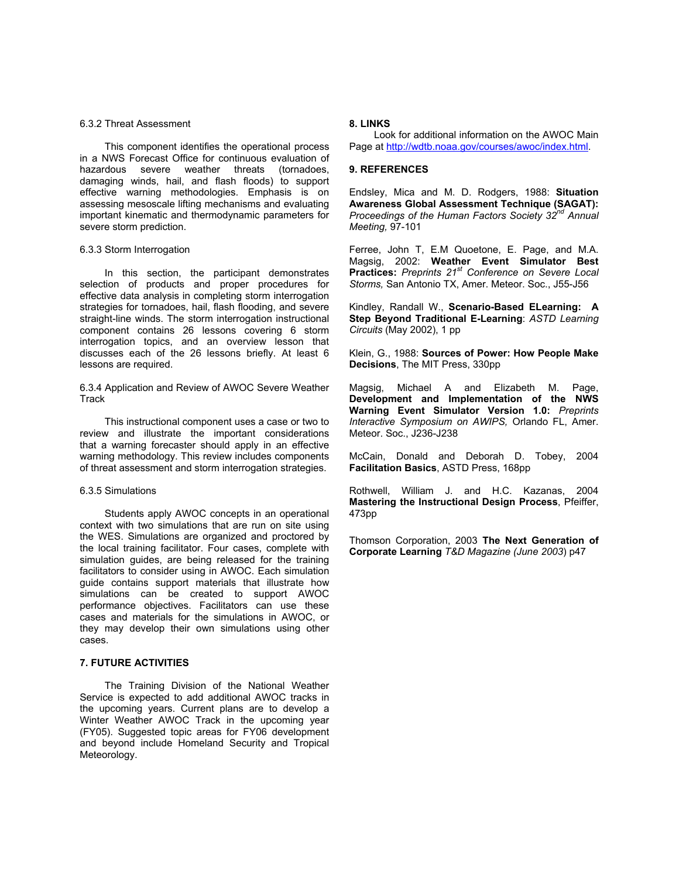#### 6.3.2 Threat Assessment

This component identifies the operational process in a NWS Forecast Office for continuous evaluation of hazardous severe weather threats (tornadoes, damaging winds, hail, and flash floods) to support effective warning methodologies. Emphasis is on assessing mesoscale lifting mechanisms and evaluating important kinematic and thermodynamic parameters for severe storm prediction.

#### 6.3.3 Storm Interrogation

In this section, the participant demonstrates selection of products and proper procedures for effective data analysis in completing storm interrogation strategies for tornadoes, hail, flash flooding, and severe straight-line winds. The storm interrogation instructional component contains 26 lessons covering 6 storm interrogation topics, and an overview lesson that discusses each of the 26 lessons briefly. At least 6 lessons are required.

#### 6.3.4 Application and Review of AWOC Severe Weather Track

This instructional component uses a case or two to review and illustrate the important considerations that a warning forecaster should apply in an effective warning methodology. This review includes components of threat assessment and storm interrogation strategies.

#### 6.3.5 Simulations

Students apply AWOC concepts in an operational context with two simulations that are run on site using the WES. Simulations are organized and proctored by the local training facilitator. Four cases, complete with simulation guides, are being released for the training facilitators to consider using in AWOC. Each simulation guide contains support materials that illustrate how simulations can be created to support AWOC performance objectives. Facilitators can use these cases and materials for the simulations in AWOC, or they may develop their own simulations using other cases.

## 7. FUTURE ACTIVITIES

The Training Division of the National Weather Service is expected to add additional AWOC tracks in the upcoming years. Current plans are to develop a Winter Weather AWOC Track in the upcoming year (FY05). Suggested topic areas for FY06 development and beyond include Homeland Security and Tropical Meteorology.

## 8. LINKS

Look for additional information on the AWOC Main Page at http://wdtb.noaa.gov/courses/awoc/index.html.

## 9. REFERENCES

Endsley, Mica and M. D. Rodgers, 1988: **Situation Awareness Global Assessment Technique (SAGAT):** *Proceedings of the Human Factors Society 32nd Annual Meeting,* 97-101

Ferree, John T, E.M Quoetone, E. Page, and M.A. Magsig, 2002: **Weather Event Simulator Best Practices:** *Preprints 21st Conference on Severe Local Storms,* San Antonio TX, Amer. Meteor. Soc., J55-J56

Kindley, Randall W., **Scenario-Based ELearning: A Step Beyond Traditional E-Learning**: *ASTD Learning Circuits* (May 2002), 1 pp

Klein, G., 1988: **Sources of Power: How People Make Decisions**, The MIT Press, 330pp

Magsig, Michael A and Elizabeth M. Page, **Development and Implementation of the NWS Warning Event Simulator Version 1.0:** *Preprints Interactive Symposium on AWIPS,* Orlando FL, Amer. Meteor. Soc., J236-J238

McCain, Donald and Deborah D. Tobey, 2004 **Facilitation Basics**, ASTD Press, 168pp

Rothwell, William J. and H.C. Kazanas, 2004 **Mastering the Instructional Design Process**, Pfeiffer, 473pp

Thomson Corporation, 2003 **The Next Generation of Corporate Learning** *T&D Magazine (June 2003)* p47